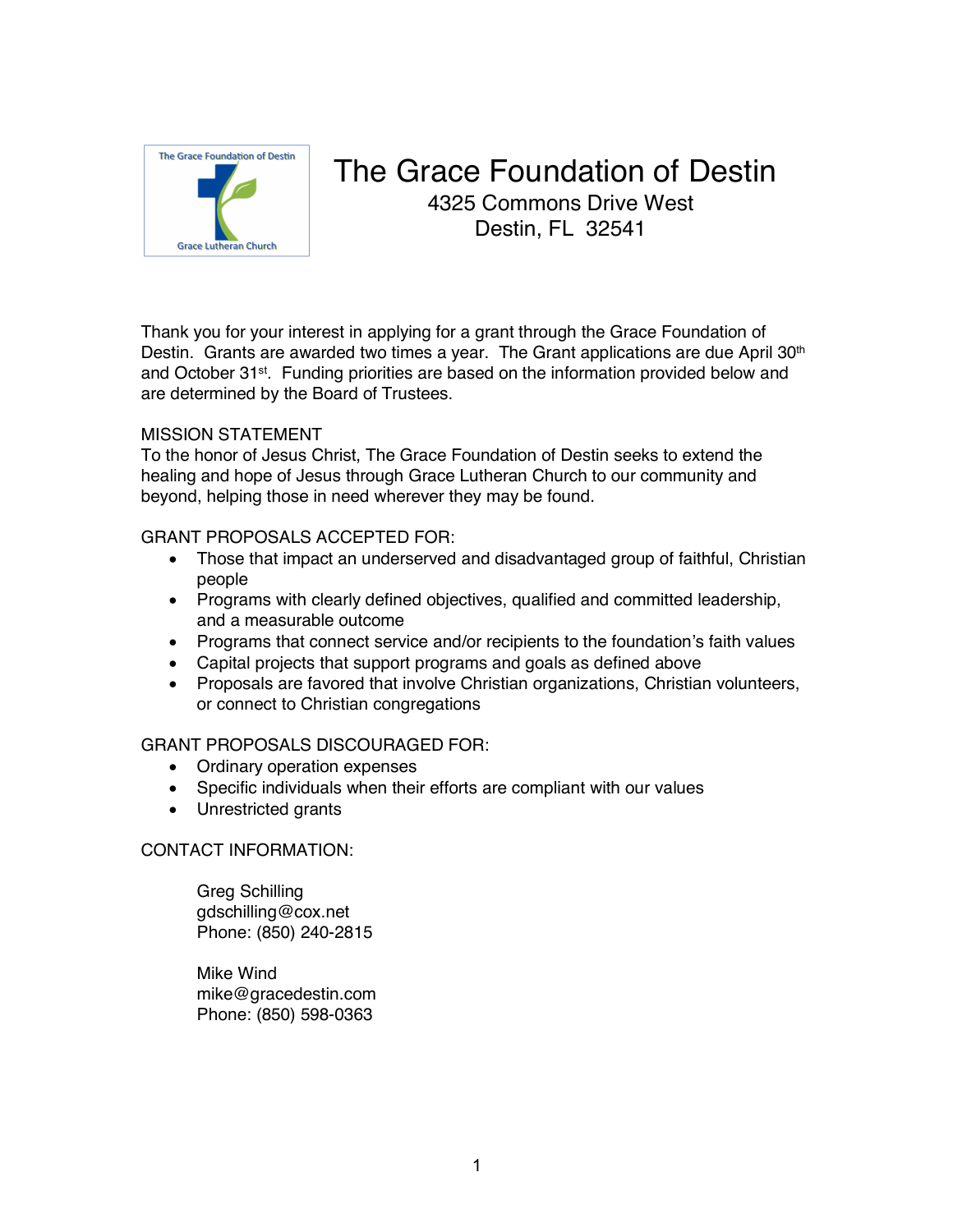# The Grace Foundation of Destin

4325 Commons Drive West
Destin, FL 32541

Thank you for your interest in applying for a grant through the Grace Foundation of Destin. Grants are awarded two times a year. The Grant applications are due April 30th and October 31st. Funding priorities are based on the information provided below and are determined by the Board of Trustees.

MISSION STATEMENT
To the honor of Jesus Christ, The Grace Foundation of Destin seeks to extend the healing and hope of Jesus through Grace Lutheran Church to our community and beyond, helping those in need wherever they may be found.

GRANT PROPOSALS ACCEPTED FOR:

- Those that impact an underserved and disadvantaged group of faithful, Christian people
- Programs with clearly defined objectives, qualified and committed leadership, and a measurable outcome
- Programs that connect service and/or recipients to the foundation's faith values
- Capital projects that support programs and goals as defined above
- Proposals are favored that involve Christian organizations, Christian volunteers, or connect to Christian congregations

GRANT PROPOSALS DISCOURAGED FOR:

- Ordinary operation expenses
- Specific individuals when their efforts are compliant with our values
- Unrestricted grants

CONTACT INFORMATION:

Greg Schilling
gdschilling@cox.net
Phone: (850) 240-2815

Mike Wind
mike@gracedestin.com
Phone: (850) 598-0363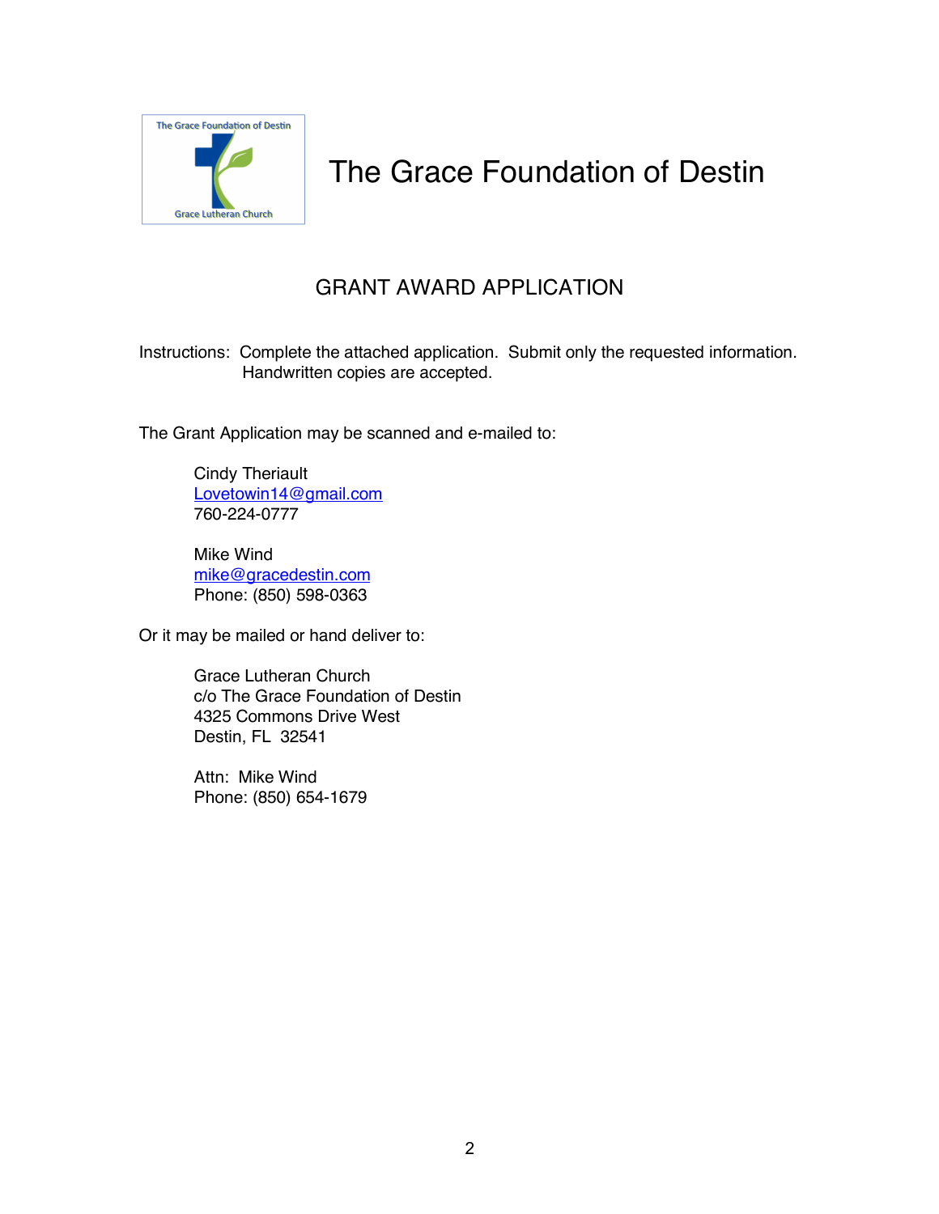# The Grace Foundation of Destin

## GRANT AWARD APPLICATION

Instructions: Complete the attached application. Submit only the requested information. Handwritten copies are accepted.

The Grant Application may be scanned and e-mailed to:

Cindy Theriault
Lovetowin14@gmail.com
760-224-0777

Mike Wind
mike@gracedestin.com
Phone: (850) 598-0363

Or it may be mailed or hand deliver to:

Grace Lutheran Church
c/o The Grace Foundation of Destin
4325 Commons Drive West
Destin, FL 32541

Attn: Mike Wind
Phone: (850) 654-1679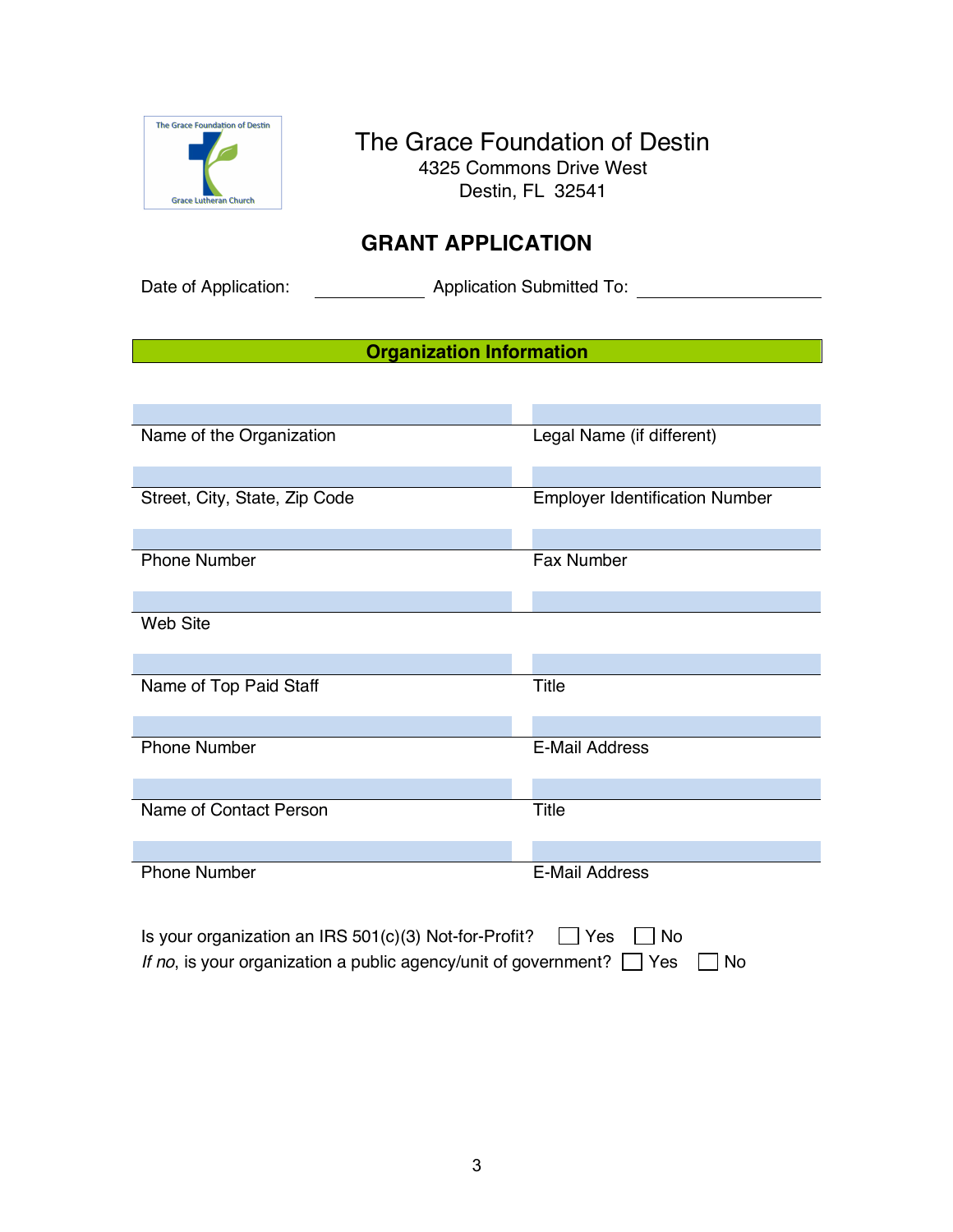# The Grace Foundation of Destin

4325 Commons Drive West
Destin, FL 32541

## GRANT APPLICATION

Date of Application: ____________ Application Submitted To: ____________

### Organization Information

| | |
|---|---|
| Name of the Organization | Legal Name (if different) |
| Street, City, State, Zip Code | Employer Identification Number |
| Phone Number | Fax Number |
| Web Site | |
| Name of Top Paid Staff | Title |
| Phone Number | E-Mail Address |
| Name of Contact Person | Title |
| Phone Number | E-Mail Address |

Is your organization an IRS 501(c)(3) Not-for-Profit? ☐ Yes ☐ No

*If no*, is your organization a public agency/unit of government? ☐ Yes ☐ No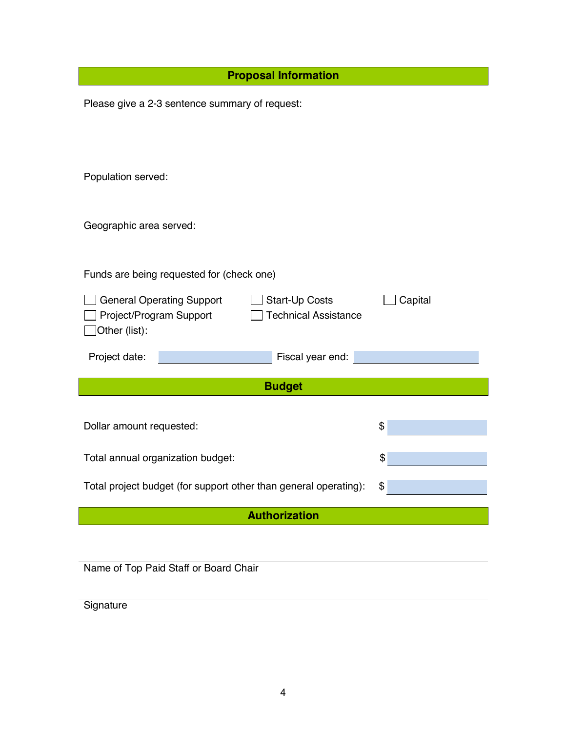## Proposal Information

Please give a 2-3 sentence summary of request:

Population served:

Geographic area served:

Funds are being requested for (check one)

- ☐ General Operating Support
- ☐ Start-Up Costs
- ☐ Capital
- ☐ Project/Program Support
- ☐ Technical Assistance
- ☐ Other (list):

Project date: ____________ Fiscal year end: ____________

## Budget

Dollar amount requested: $ ____________

Total annual organization budget: $ ____________

Total project budget (for support other than general operating): $ ____________

## Authorization

______________________________________

Name of Top Paid Staff or Board Chair

______________________________________

Signature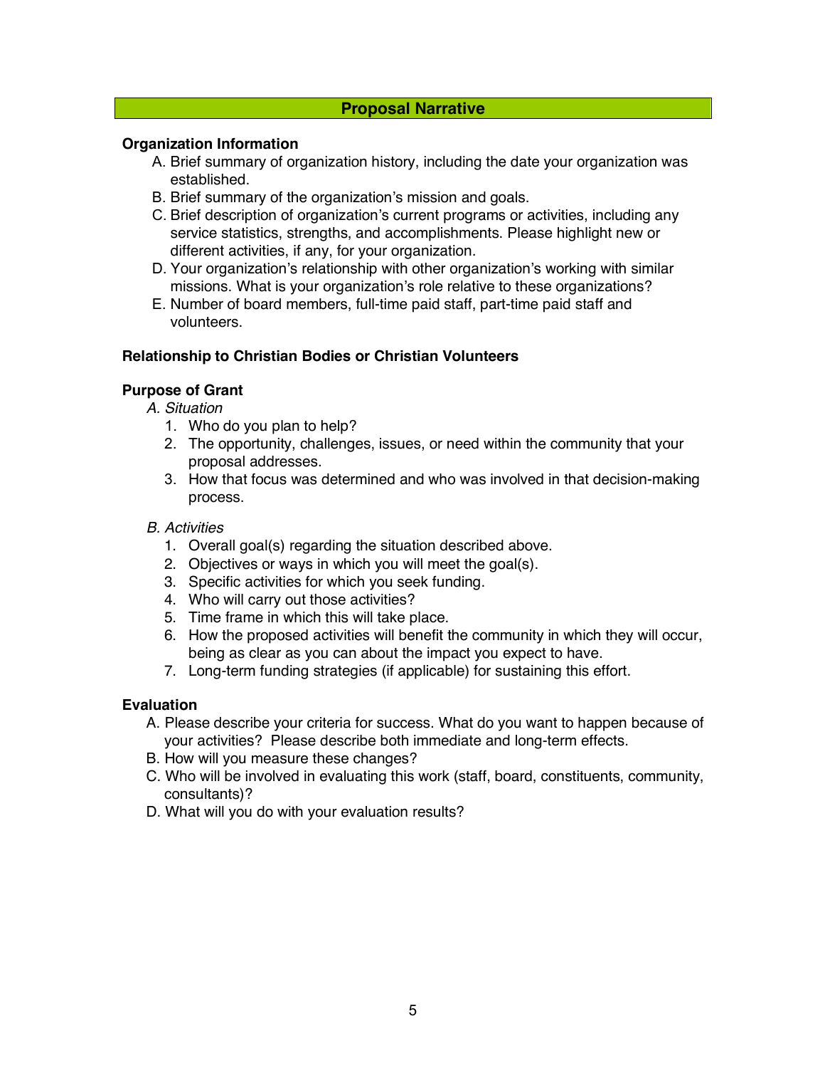## Proposal Narrative

### Organization Information

A. Brief summary of organization history, including the date your organization was established.
B. Brief summary of the organization's mission and goals.
C. Brief description of organization's current programs or activities, including any service statistics, strengths, and accomplishments. Please highlight new or different activities, if any, for your organization.
D. Your organization's relationship with other organization's working with similar missions. What is your organization's role relative to these organizations?
E. Number of board members, full-time paid staff, part-time paid staff and volunteers.

### Relationship to Christian Bodies or Christian Volunteers

### Purpose of Grant

*A. Situation*

1. Who do you plan to help?
2. The opportunity, challenges, issues, or need within the community that your proposal addresses.
3. How that focus was determined and who was involved in that decision-making process.

*B. Activities*

1. Overall goal(s) regarding the situation described above.
2. Objectives or ways in which you will meet the goal(s).
3. Specific activities for which you seek funding.
4. Who will carry out those activities?
5. Time frame in which this will take place.
6. How the proposed activities will benefit the community in which they will occur, being as clear as you can about the impact you expect to have.
7. Long-term funding strategies (if applicable) for sustaining this effort.

### Evaluation

A. Please describe your criteria for success. What do you want to happen because of your activities? Please describe both immediate and long-term effects.
B. How will you measure these changes?
C. Who will be involved in evaluating this work (staff, board, constituents, community, consultants)?
D. What will you do with your evaluation results?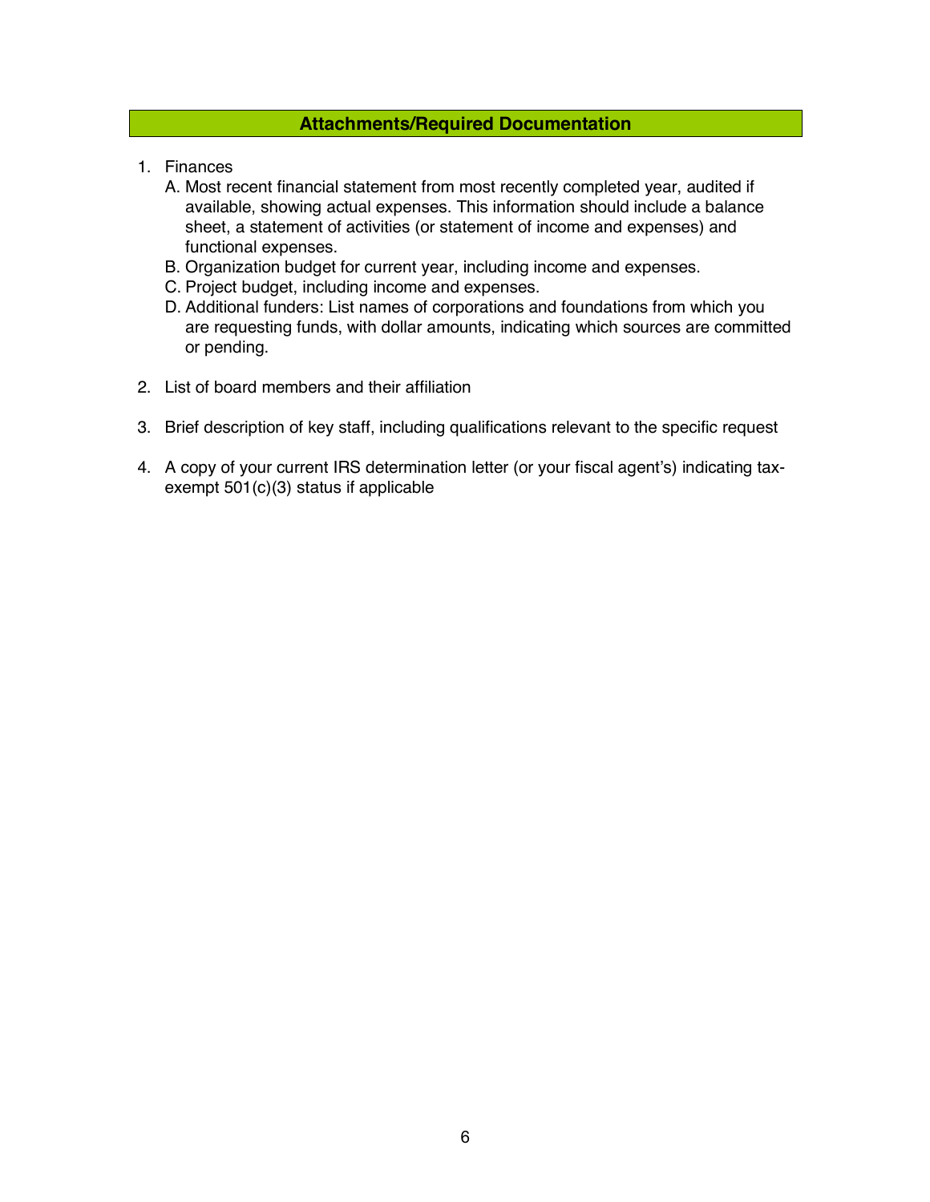## Attachments/Required Documentation

1. Finances
   A. Most recent financial statement from most recently completed year, audited if available, showing actual expenses. This information should include a balance sheet, a statement of activities (or statement of income and expenses) and functional expenses.
   B. Organization budget for current year, including income and expenses.
   C. Project budget, including income and expenses.
   D. Additional funders: List names of corporations and foundations from which you are requesting funds, with dollar amounts, indicating which sources are committed or pending.

2. List of board members and their affiliation

3. Brief description of key staff, including qualifications relevant to the specific request

4. A copy of your current IRS determination letter (or your fiscal agent's) indicating tax-exempt 501(c)(3) status if applicable